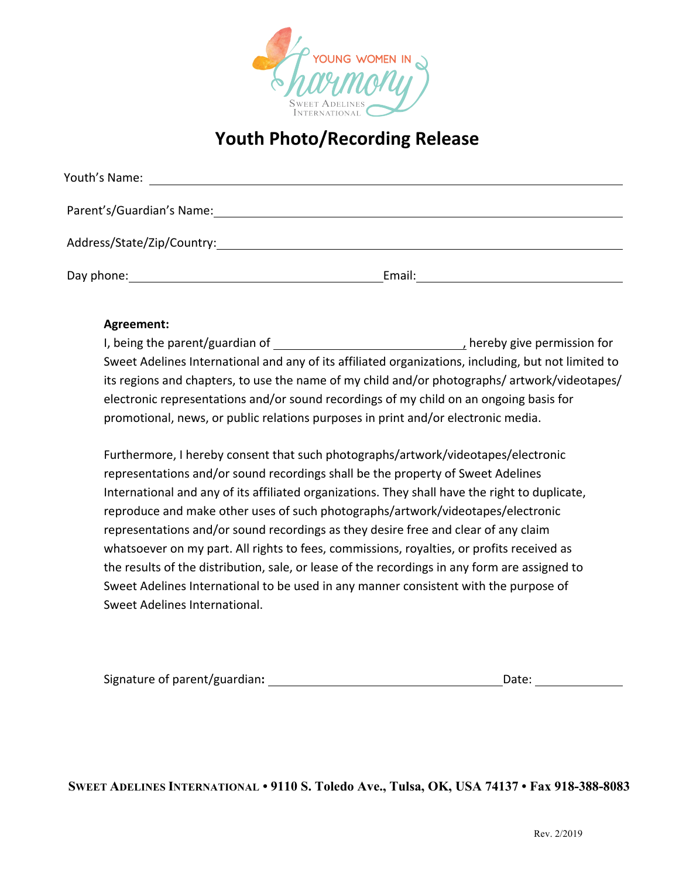YOUNG WOMEN IN harmony

SWEET ADELINES INTERNATIONAL

# Youth Photo/Recording Release

Youth's Name: ________________________________________________

Parent's/Guardian's Name: ________________________________________________

Address/State/Zip/Country: ________________________________________________

Day phone: ______________________________ Email: ______________________________

**Agreement:**

I, being the parent/guardian of ______________________________, hereby give permission for Sweet Adelines International and any of its affiliated organizations, including, but not limited to its regions and chapters, to use the name of my child and/or photographs/ artwork/videotapes/ electronic representations and/or sound recordings of my child on an ongoing basis for promotional, news, or public relations purposes in print and/or electronic media.

Furthermore, I hereby consent that such photographs/artwork/videotapes/electronic representations and/or sound recordings shall be the property of Sweet Adelines International and any of its affiliated organizations. They shall have the right to duplicate, reproduce and make other uses of such photographs/artwork/videotapes/electronic representations and/or sound recordings as they desire free and clear of any claim whatsoever on my part. All rights to fees, commissions, royalties, or profits received as the results of the distribution, sale, or lease of the recordings in any form are assigned to Sweet Adelines International to be used in any manner consistent with the purpose of Sweet Adelines International.

Signature of parent/guardian**:** ______________________________ Date: ______________

**SWEET ADELINES INTERNATIONAL • 9110 S. Toledo Ave., Tulsa, OK, USA 74137 • Fax 918-388-8083**

Rev. 2/2019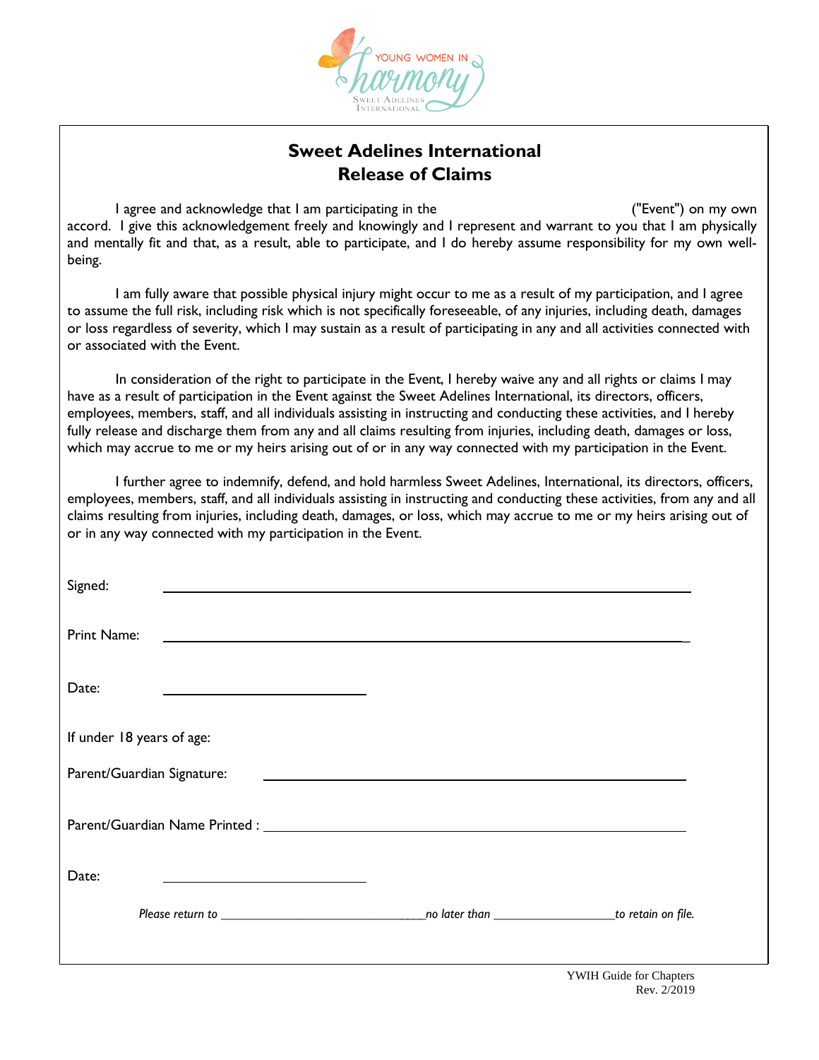# Sweet Adelines International
## Release of Claims

I agree and acknowledge that I am participating in the ("Event") on my own accord. I give this acknowledgement freely and knowingly and I represent and warrant to you that I am physically and mentally fit and that, as a result, able to participate, and I do hereby assume responsibility for my own well-being.

I am fully aware that possible physical injury might occur to me as a result of my participation, and I agree to assume the full risk, including risk which is not specifically foreseeable, of any injuries, including death, damages or loss regardless of severity, which I may sustain as a result of participating in any and all activities connected with or associated with the Event.

In consideration of the right to participate in the Event, I hereby waive any and all rights or claims I may have as a result of participation in the Event against the Sweet Adelines International, its directors, officers, employees, members, staff, and all individuals assisting in instructing and conducting these activities, and I hereby fully release and discharge them from any and all claims resulting from injuries, including death, damages or loss, which may accrue to me or my heirs arising out of or in any way connected with my participation in the Event.

I further agree to indemnify, defend, and hold harmless Sweet Adelines, International, its directors, officers, employees, members, staff, and all individuals assisting in instructing and conducting these activities, from any and all claims resulting from injuries, including death, damages, or loss, which may accrue to me or my heirs arising out of or in any way connected with my participation in the Event.

Signed: ______________________________

Print Name: ______________________________

Date: ______________

If under 18 years of age:

Parent/Guardian Signature: ______________________________

Parent/Guardian Name Printed : ______________________________

Date: ______________

*Please return to ________________________ no later than ______________ to retain on file.*

YWIH Guide for Chapters
Rev. 2/2019